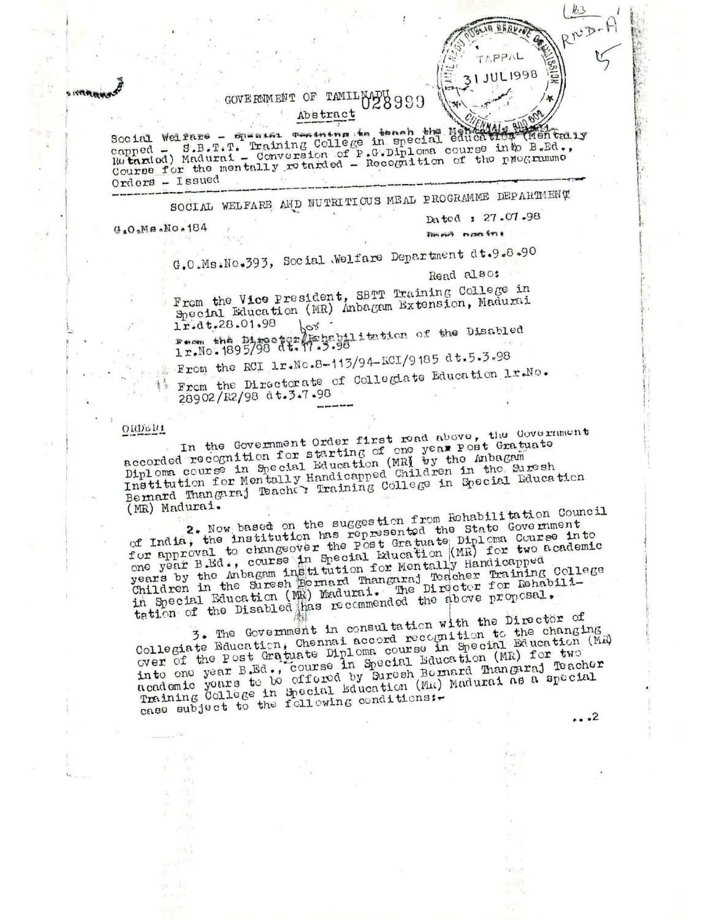GOVERNMENT OF TAMILNADU

Abstract

Social Welfare – Special Training to teach the Mentally Handicapped – S.B.T.T. Training College in special education (Mentally Retarded) Madurai – Conversion of P.G.Diploma course into B.Ed., Course for the mentally retarded – Recognition of the programme Orders – Issued

SOCIAL WELFARE AND NUTRITIOUS MEAL PROGRAMME DEPARTMENT

G.O.Ms.No.184 Dated : 27.07.98

Read again:

G.O.Ms.No.393, Social Welfare Department dt.9.8.90

Read also:

From the Vice President, SBTT Training College in Special Education (MR) Anbagam Extension, Madurai lr.dt.28.01.98

From the Director Rehabilitation of the Disabled lr.No.1895/98 dt.17.3.98

From the RCI lr.No.8-113/94-RCI/9185 dt.5.3.98

From the Directorate of Collegiate Education lr.No. 28902/R2/98 dt.3.7.98

ORDER:

In the Government Order first read above, the Government accorded recognition for starting of one year Post Graduate Diploma course in Special Education (MR) by the Anbagam Institution for Mentally Handicapped Children in the Suresh Bernard Thangaraj Teacher Training College in Special Education (MR) Madurai.

2. Now based on the suggestion from Rehabilitation Council of India, the institution has represented the State Government for approval to changeover the Post Graduate Diploma Course into one year B.Ed., course in Special Education (MR) for two academic years by the Anbagam institution for Mentally Handicapped Children in the Suresh Bernard Thangaraj Teacher Training College in Special Education (MR) Madurai. The Director for Rehabilitation of the Disabled has recommended the above proposal.

3. The Government in consultation with the Director of Collegiate Education, Chennai accord recognition to the changing over of the Post Graduate Diploma course in Special Education (MR) into one year B.Ed., course in Special Education (MR) for two academic years to be offered by Suresh Bernard Thangaraj Teacher Training College in Special Education (MR) Madurai as a special case subject to the following conditions:-

...2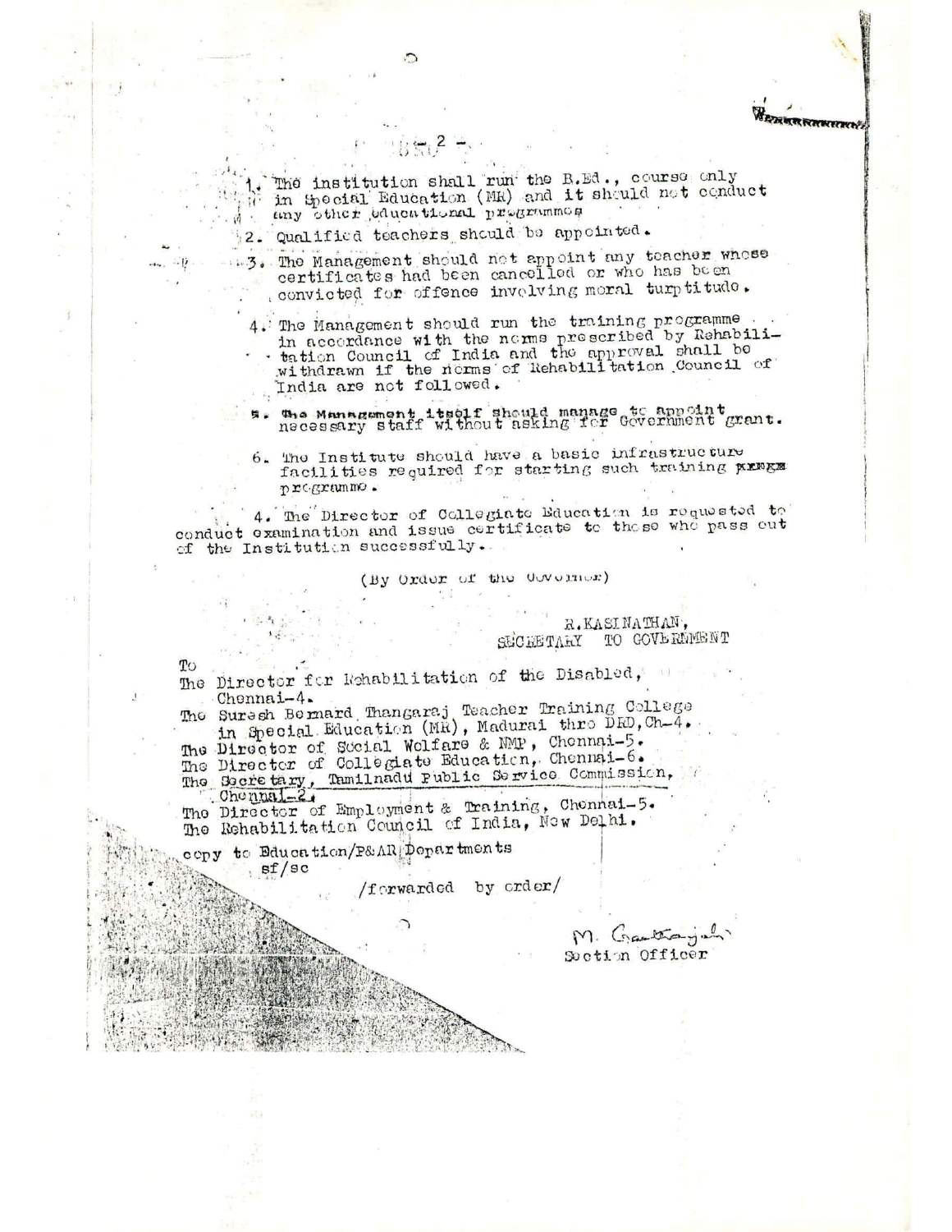1. The institution shall run the B.Ed., course only in Special Education (MR) and it should not conduct any other educational programmes
2. Qualified teachers should be appointed.
3. The Management should not appoint any teacher whose certificates had been cancelled or who has been convicted for offence involving moral turptitude.
4. The Management should run the training programme in accordance with the norms prescribed by Rehabilitation Council of India and the approval shall be withdrawn if the norms of Rehabilitation Council of India are not followed.
5. The Management itself should manage to appoint necessary staff without asking for Government grant.
6. The Institute should have a basic infrastructure facilities required for starting such training ~~progm~~ programme.

4. The Director of Collegiate Education is requested to conduct examination and issue certificate to those who pass out of the Institution successfully.

(By Order of the Governor)

R.KASINATHAN,
SECRETARY TO GOVERNMENT

To
The Director for Rehabilitation of the Disabled, Chennai-4.
The Suresh Bernard Thangaraj Teacher Training College in Special Education (MR), Madurai thro DRD, Ch-4.
The Director of Social Welfare & NMP, Chennai-5.
The Director of Collegiate Education, Chennai-6.
The Secretary, Tamilnadu Public Service Commission, Chennai-2.
The Director of Employment & Training, Chennai-5.
The Rehabilitation Council of India, New Delhi.

copy to Education/P&AR Departments
sf/sc

/forwarded by order/

M. Gantharajah
Section Officer